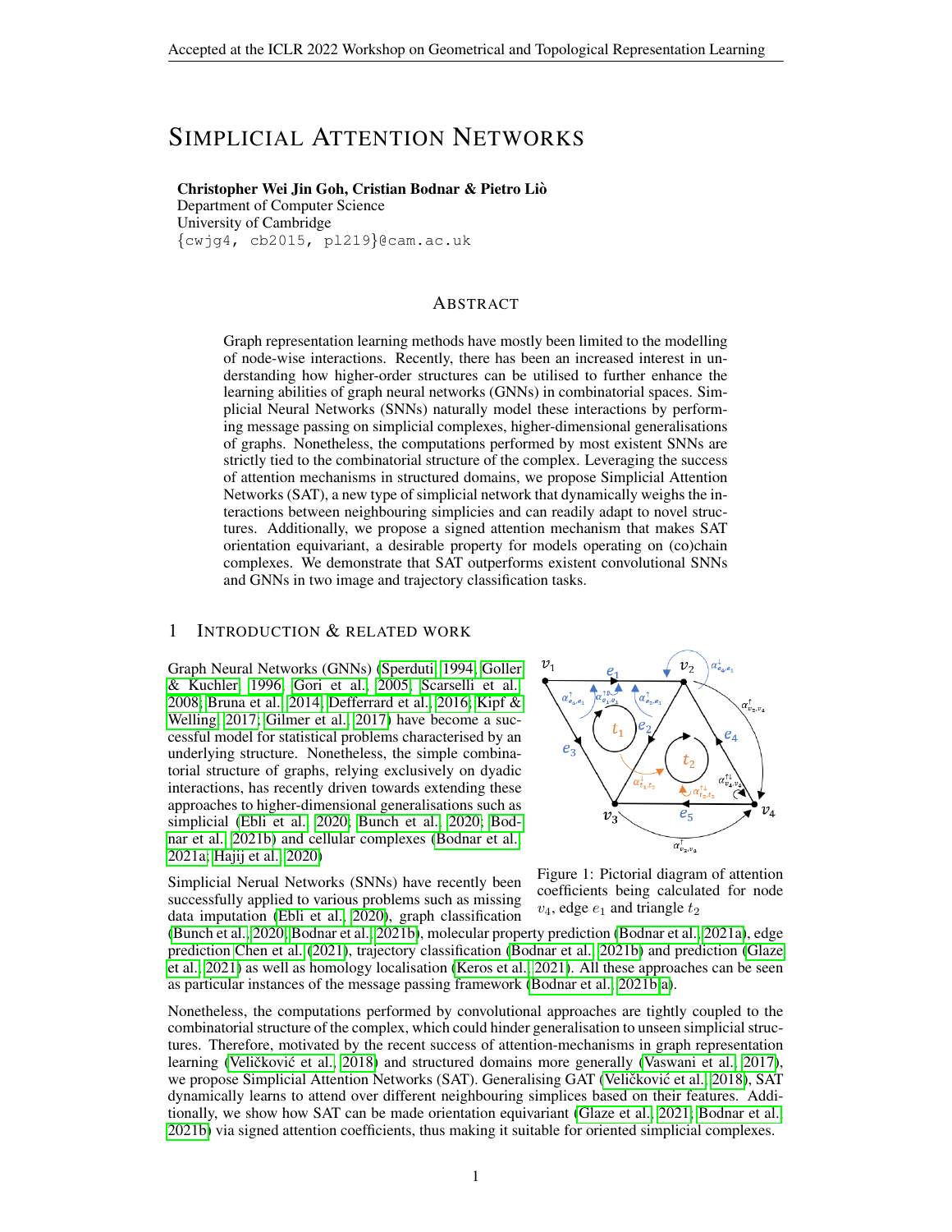# SIMPLICIAL ATTENTION NETWORKS

**Christopher Wei Jin Goh, Cristian Bodnar & Pietro Liò**
Department of Computer Science
University of Cambridge
{cwjg4, cb2015, pl219}@cam.ac.uk

## ABSTRACT

Graph representation learning methods have mostly been limited to the modelling of node-wise interactions. Recently, there has been an increased interest in understanding how higher-order structures can be utilised to further enhance the learning abilities of graph neural networks (GNNs) in combinatorial spaces. Simplicial Neural Networks (SNNs) naturally model these interactions by performing message passing on simplicial complexes, higher-dimensional generalisations of graphs. Nonetheless, the computations performed by most existent SNNs are strictly tied to the combinatorial structure of the complex. Leveraging the success of attention mechanisms in structured domains, we propose Simplicial Attention Networks (SAT), a new type of simplicial network that dynamically weighs the interactions between neighbouring simplicies and can readily adapt to novel structures. Additionally, we propose a signed attention mechanism that makes SAT orientation equivariant, a desirable property for models operating on (co)chain complexes. We demonstrate that SAT outperforms existent convolutional SNNs and GNNs in two image and trajectory classification tasks.

## 1 INTRODUCTION & RELATED WORK

Graph Neural Networks (GNNs) (Sperduti, 1994; Goller & Kuchler, 1996; Gori et al., 2005; Scarselli et al., 2008; Bruna et al., 2014; Defferrard et al., 2016; Kipf & Welling, 2017; Gilmer et al., 2017) have become a successful model for statistical problems characterised by an underlying structure. Nonetheless, the simple combinatorial structure of graphs, relying exclusively on dyadic interactions, has recently driven towards extending these approaches to higher-dimensional generalisations such as simplicial (Ebli et al., 2020; Bunch et al., 2020; Bodnar et al., 2021b) and cellular complexes (Bodnar et al., 2021a; Hajij et al., 2020)

Figure 1: Pictorial diagram of attention coefficients being calculated for node $v_4$, edge $e_1$ and triangle $t_2$

Simplicial Nerual Networks (SNNs) have recently been successfully applied to various problems such as missing data imputation (Ebli et al., 2020), graph classification (Bunch et al., 2020; Bodnar et al., 2021b), molecular property prediction (Bodnar et al., 2021a), edge prediction Chen et al. (2021), trajectory classification (Bodnar et al., 2021b) and prediction (Glaze et al., 2021) as well as homology localisation (Keros et al., 2021). All these approaches can be seen as particular instances of the message passing framework (Bodnar et al., 2021b;a).

Nonetheless, the computations performed by convolutional approaches are tightly coupled to the combinatorial structure of the complex, which could hinder generalisation to unseen simplicial structures. Therefore, motivated by the recent success of attention-mechanisms in graph representation learning (Veličković et al., 2018) and structured domains more generally (Vaswani et al., 2017), we propose Simplicial Attention Networks (SAT). Generalising GAT (Veličković et al., 2018), SAT dynamically learns to attend over different neighbouring simplices based on their features. Additionally, we show how SAT can be made orientation equivariant (Glaze et al., 2021; Bodnar et al., 2021b) via signed attention coefficients, thus making it suitable for oriented simplicial complexes.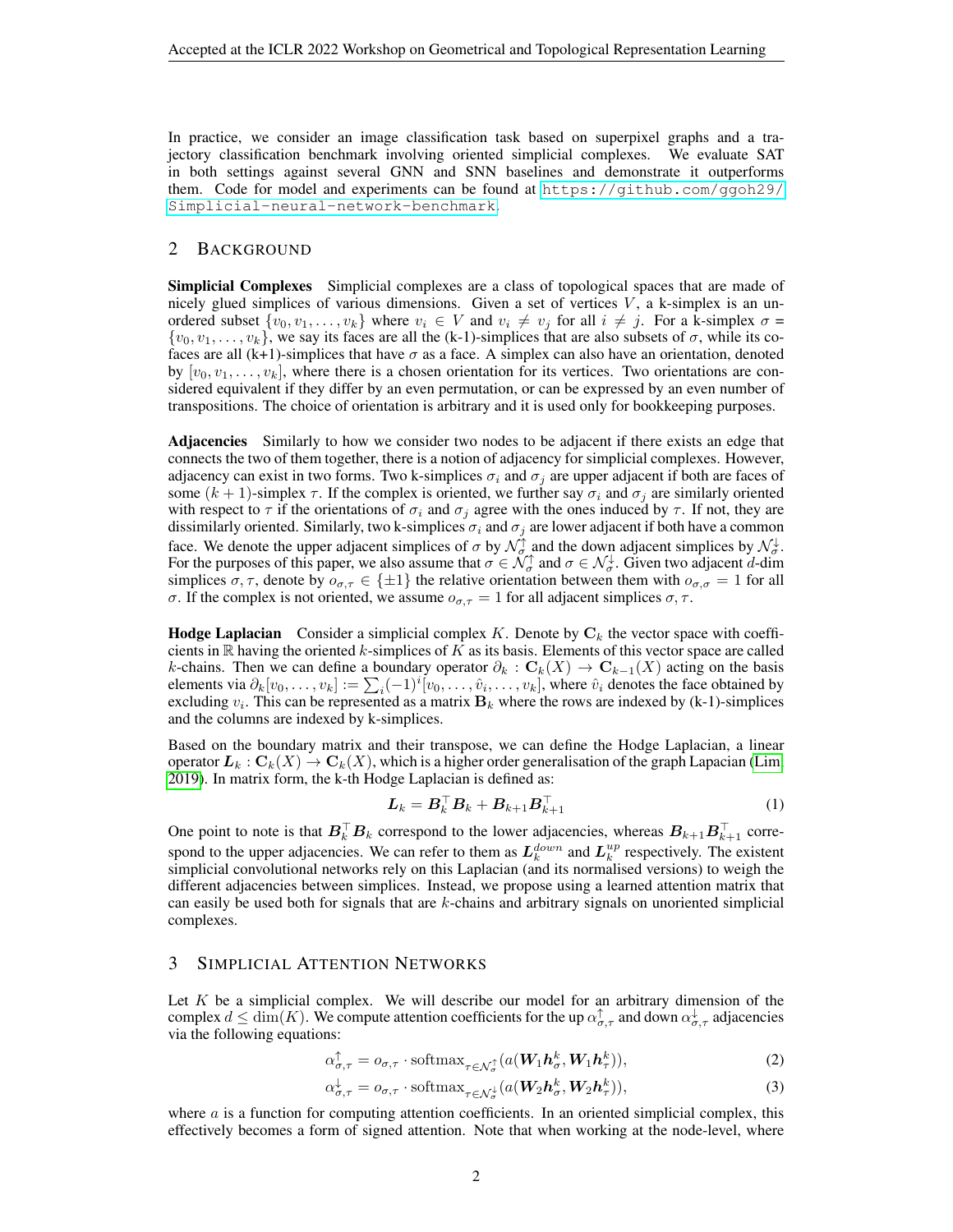In practice, we consider an image classification task based on superpixel graphs and a trajectory classification benchmark involving oriented simplicial complexes. We evaluate SAT in both settings against several GNN and SNN baselines and demonstrate it outperforms them. Code for model and experiments can be found at https://github.com/ggoh29/Simplicial-neural-network-benchmark.

## 2 Background

**Simplicial Complexes** Simplicial complexes are a class of topological spaces that are made of nicely glued simplices of various dimensions. Given a set of vertices $V$, a k-simplex is an unordered subset $\{v_0, v_1, \ldots, v_k\}$ where $v_i \in V$ and $v_i \neq v_j$ for all $i \neq j$. For a k-simplex $\sigma = \{v_0, v_1, \ldots, v_k\}$, we say its faces are all the (k-1)-simplices that are also subsets of $\sigma$, while its co-faces are all (k+1)-simplices that have $\sigma$ as a face. A simplex can also have an orientation, denoted by $[v_0, v_1, \ldots, v_k]$, where there is a chosen orientation for its vertices. Two orientations are considered equivalent if they differ by an even permutation, or can be expressed by an even number of transpositions. The choice of orientation is arbitrary and it is used only for bookkeeping purposes.

**Adjacencies** Similarly to how we consider two nodes to be adjacent if there exists an edge that connects the two of them together, there is a notion of adjacency for simplicial complexes. However, adjacency can exist in two forms. Two k-simplices $\sigma_i$ and $\sigma_j$ are upper adjacent if both are faces of some $(k+1)$-simplex $\tau$. If the complex is oriented, we further say $\sigma_i$ and $\sigma_j$ are similarly oriented with respect to $\tau$ if the orientations of $\sigma_i$ and $\sigma_j$ agree with the ones induced by $\tau$. If not, they are dissimilarly oriented. Similarly, two k-simplices $\sigma_i$ and $\sigma_j$ are lower adjacent if both have a common face. We denote the upper adjacent simplices of $\sigma$ by $\mathcal{N}_\sigma^\uparrow$ and the down adjacent simplices by $\mathcal{N}_\sigma^\downarrow$. For the purposes of this paper, we also assume that $\sigma \in \mathcal{N}_\sigma^\uparrow$ and $\sigma \in \mathcal{N}_\sigma^\downarrow$. Given two adjacent $d$-dim simplices $\sigma, \tau$, denote by $o_{\sigma,\tau} \in \{\pm 1\}$ the relative orientation between them with $o_{\sigma,\sigma} = 1$ for all $\sigma$. If the complex is not oriented, we assume $o_{\sigma,\tau} = 1$ for all adjacent simplices $\sigma, \tau$.

**Hodge Laplacian** Consider a simplicial complex $K$. Denote by $\mathbf{C}_k$ the vector space with coefficients in $\mathbb{R}$ having the oriented $k$-simplices of $K$ as its basis. Elements of this vector space are called $k$-chains. Then we can define a boundary operator $\partial_k : \mathbf{C}_k(X) \to \mathbf{C}_{k-1}(X)$ acting on the basis elements via $\partial_k[v_0, \ldots, v_k] := \sum_i (-1)^i [v_0, \ldots, \hat{v}_i, \ldots, v_k]$, where $\hat{v}_i$ denotes the face obtained by excluding $v_i$. This can be represented as a matrix $\mathbf{B}_k$ where the rows are indexed by (k-1)-simplices and the columns are indexed by k-simplices.

Based on the boundary matrix and their transpose, we can define the Hodge Laplacian, a linear operator $\boldsymbol{L}_k : \mathbf{C}_k(X) \to \mathbf{C}_k(X)$, which is a higher order generalisation of the graph Lapacian (Lim, 2019). In matrix form, the k-th Hodge Laplacian is defined as:

$$\boldsymbol{L}_k = \boldsymbol{B}_k^\top \boldsymbol{B}_k + \boldsymbol{B}_{k+1} \boldsymbol{B}_{k+1}^\top \tag{1}$$

One point to note is that $\boldsymbol{B}_k^\top \boldsymbol{B}_k$ correspond to the lower adjacencies, whereas $\boldsymbol{B}_{k+1} \boldsymbol{B}_{k+1}^\top$ correspond to the upper adjacencies. We can refer to them as $\boldsymbol{L}_k^{down}$ and $\boldsymbol{L}_k^{up}$ respectively. The existent simplicial convolutional networks rely on this Laplacian (and its normalised versions) to weigh the different adjacencies between simplices. Instead, we propose using a learned attention matrix that can easily be used both for signals that are $k$-chains and arbitrary signals on unoriented simplicial complexes.

## 3 Simplicial Attention Networks

Let $K$ be a simplicial complex. We will describe our model for an arbitrary dimension of the complex $d \leq \dim(K)$. We compute attention coefficients for the up $\alpha_{\sigma,\tau}^\uparrow$ and down $\alpha_{\sigma,\tau}^\downarrow$ adjacencies via the following equations:

$$\alpha_{\sigma,\tau}^\uparrow = o_{\sigma,\tau} \cdot \mathrm{softmax}_{\tau \in \mathcal{N}_\sigma^\uparrow}(a(\boldsymbol{W}_1 \boldsymbol{h}_\sigma^k, \boldsymbol{W}_1 \boldsymbol{h}_\tau^k)), \tag{2}$$

$$\alpha_{\sigma,\tau}^\downarrow = o_{\sigma,\tau} \cdot \mathrm{softmax}_{\tau \in \mathcal{N}_\sigma^\downarrow}(a(\boldsymbol{W}_2 \boldsymbol{h}_\sigma^k, \boldsymbol{W}_2 \boldsymbol{h}_\tau^k)), \tag{3}$$

where $a$ is a function for computing attention coefficients. In an oriented simplicial complex, this effectively becomes a form of signed attention. Note that when working at the node-level, where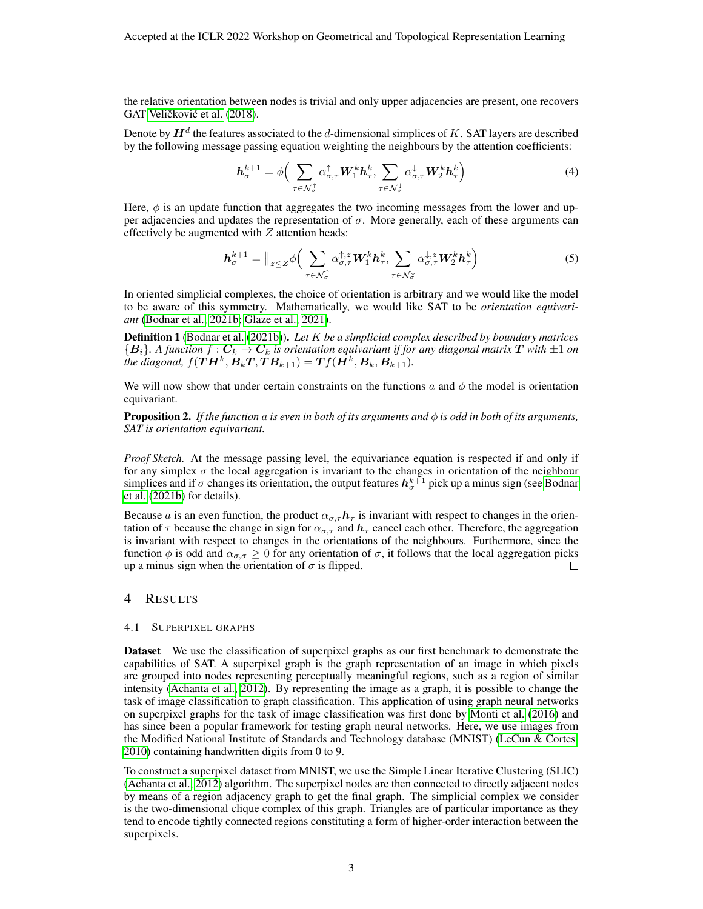the relative orientation between nodes is trivial and only upper adjacencies are present, one recovers GAT Veličković et al. (2018).

Denote by $\boldsymbol{H}^d$ the features associated to the $d$-dimensional simplices of $K$. SAT layers are described by the following message passing equation weighting the neighbours by the attention coefficients:

$$\boldsymbol{h}_\sigma^{k+1} = \phi\Big( \sum_{\tau \in \mathcal{N}_\sigma^\uparrow} \alpha_{\sigma,\tau}^\uparrow \boldsymbol{W}_1^k \boldsymbol{h}_\tau^k, \sum_{\tau \in \mathcal{N}_\sigma^\downarrow} \alpha_{\sigma,\tau}^\downarrow \boldsymbol{W}_2^k \boldsymbol{h}_\tau^k \Big) \tag{4}$$

Here, $\phi$ is an update function that aggregates the two incoming messages from the lower and upper adjacencies and updates the representation of $\sigma$. More generally, each of these arguments can effectively be augmented with $Z$ attention heads:

$$\boldsymbol{h}_\sigma^{k+1} = \big\|_{z \leq Z} \phi\Big( \sum_{\tau \in \mathcal{N}_\sigma^\uparrow} \alpha_{\sigma,\tau}^{\uparrow,z} \boldsymbol{W}_1^k \boldsymbol{h}_\tau^k, \sum_{\tau \in \mathcal{N}_\sigma^\downarrow} \alpha_{\sigma,\tau}^{\downarrow,z} \boldsymbol{W}_2^k \boldsymbol{h}_\tau^k \Big) \tag{5}$$

In oriented simplicial complexes, the choice of orientation is arbitrary and we would like the model to be aware of this symmetry. Mathematically, we would like SAT to be *orientation equivariant* (Bodnar et al., 2021b; Glaze et al., 2021).

**Definition 1** (Bodnar et al. (2021b)). *Let $K$ be a simplicial complex described by boundary matrices $\{\boldsymbol{B}_i\}$. A function $f : \boldsymbol{C}_k \to \boldsymbol{C}_k$ is orientation equivariant if for any diagonal matrix $\boldsymbol{T}$ with $\pm 1$ on the diagonal, $f(\boldsymbol{T}\boldsymbol{H}^k, \boldsymbol{B}_k\boldsymbol{T}, \boldsymbol{T}\boldsymbol{B}_{k+1}) = \boldsymbol{T}f(\boldsymbol{H}^k, \boldsymbol{B}_k, \boldsymbol{B}_{k+1})$.*

We will now show that under certain constraints on the functions $a$ and $\phi$ the model is orientation equivariant.

**Proposition 2.** *If the function $a$ is even in both of its arguments and $\phi$ is odd in both of its arguments, SAT is orientation equivariant.*

*Proof Sketch.* At the message passing level, the equivariance equation is respected if and only if for any simplex $\sigma$ the local aggregation is invariant to the changes in orientation of the neighbour simplices and if $\sigma$ changes its orientation, the output features $\boldsymbol{h}_\sigma^{k+1}$ pick up a minus sign (see Bodnar et al. (2021b) for details).

Because $a$ is an even function, the product $\alpha_{\sigma,\tau}\boldsymbol{h}_\tau$ is invariant with respect to changes in the orientation of $\tau$ because the change in sign for $\alpha_{\sigma,\tau}$ and $\boldsymbol{h}_\tau$ cancel each other. Therefore, the aggregation is invariant with respect to changes in the orientations of the neighbours. Furthermore, since the function $\phi$ is odd and $\alpha_{\sigma,\sigma} \geq 0$ for any orientation of $\sigma$, it follows that the local aggregation picks up a minus sign when the orientation of $\sigma$ is flipped. □

## 4 Results

### 4.1 Superpixel graphs

**Dataset** We use the classification of superpixel graphs as our first benchmark to demonstrate the capabilities of SAT. A superpixel graph is the graph representation of an image in which pixels are grouped into nodes representing perceptually meaningful regions, such as a region of similar intensity (Achanta et al., 2012). By representing the image as a graph, it is possible to change the task of image classification to graph classification. This application of using graph neural networks on superpixel graphs for the task of image classification was first done by Monti et al. (2016) and has since been a popular framework for testing graph neural networks. Here, we use images from the Modified National Institute of Standards and Technology database (MNIST) (LeCun & Cortes, 2010) containing handwritten digits from 0 to 9.

To construct a superpixel dataset from MNIST, we use the Simple Linear Iterative Clustering (SLIC) (Achanta et al., 2012) algorithm. The superpixel nodes are then connected to directly adjacent nodes by means of a region adjacency graph to get the final graph. The simplicial complex we consider is the two-dimensional clique complex of this graph. Triangles are of particular importance as they tend to encode tightly connected regions constituting a form of higher-order interaction between the superpixels.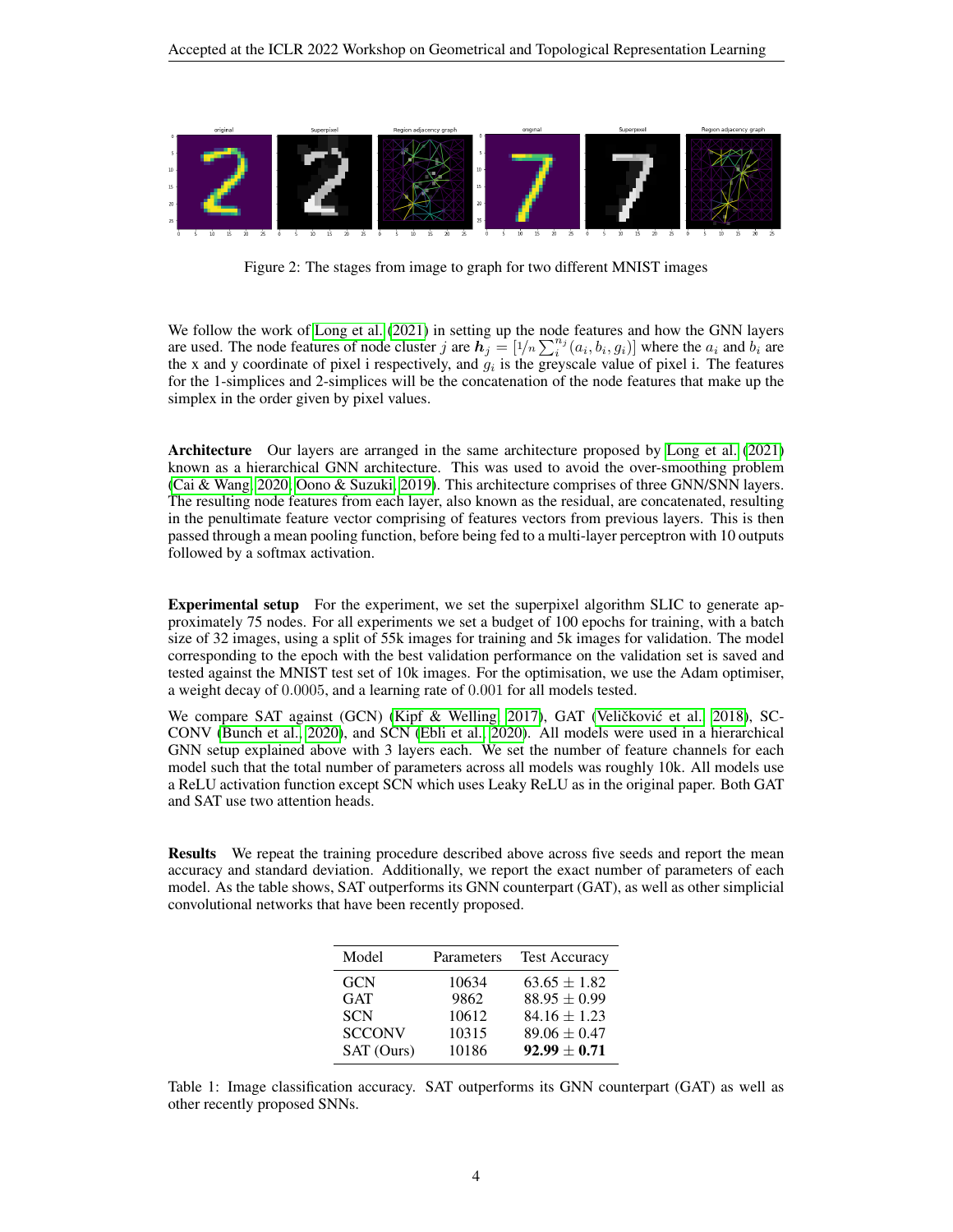Figure 2: The stages from image to graph for two different MNIST images

We follow the work of Long et al. (2021) in setting up the node features and how the GNN layers are used. The node features of node cluster $j$ are $\boldsymbol{h}_j = [1/n \sum_i^{n_j} (a_i, b_i, g_i)]$ where the $a_i$ and $b_i$ are the x and y coordinate of pixel i respectively, and $g_i$ is the greyscale value of pixel i. The features for the 1-simplices and 2-simplices will be the concatenation of the node features that make up the simplex in the order given by pixel values.

**Architecture** Our layers are arranged in the same architecture proposed by Long et al. (2021) known as a hierarchical GNN architecture. This was used to avoid the over-smoothing problem (Cai & Wang, 2020; Oono & Suzuki, 2019). This architecture comprises of three GNN/SNN layers. The resulting node features from each layer, also known as the residual, are concatenated, resulting in the penultimate feature vector comprising of features vectors from previous layers. This is then passed through a mean pooling function, before being fed to a multi-layer perceptron with 10 outputs followed by a softmax activation.

**Experimental setup** For the experiment, we set the superpixel algorithm SLIC to generate approximately 75 nodes. For all experiments we set a budget of 100 epochs for training, with a batch size of 32 images, using a split of 55k images for training and 5k images for validation. The model corresponding to the epoch with the best validation performance on the validation set is saved and tested against the MNIST test set of 10k images. For the optimisation, we use the Adam optimiser, a weight decay of $0.0005$, and a learning rate of $0.001$ for all models tested.

We compare SAT against (GCN) (Kipf & Welling, 2017), GAT (Veličković et al., 2018), SC-CONV (Bunch et al., 2020), and SCN (Ebli et al., 2020). All models were used in a hierarchical GNN setup explained above with 3 layers each. We set the number of feature channels for each model such that the total number of parameters across all models was roughly 10k. All models use a ReLU activation function except SCN which uses Leaky ReLU as in the original paper. Both GAT and SAT use two attention heads.

**Results** We repeat the training procedure described above across five seeds and report the mean accuracy and standard deviation. Additionally, we report the exact number of parameters of each model. As the table shows, SAT outperforms its GNN counterpart (GAT), as well as other simplicial convolutional networks that have been recently proposed.

| Model | Parameters | Test Accuracy |
|---|---|---|
| GCN | 10634 | $63.65 \pm 1.82$ |
| GAT | 9862 | $88.95 \pm 0.99$ |
| SCN | 10612 | $84.16 \pm 1.23$ |
| SCCONV | 10315 | $89.06 \pm 0.47$ |
| SAT (Ours) | 10186 | $\mathbf{92.99 \pm 0.71}$ |

Table 1: Image classification accuracy. SAT outperforms its GNN counterpart (GAT) as well as other recently proposed SNNs.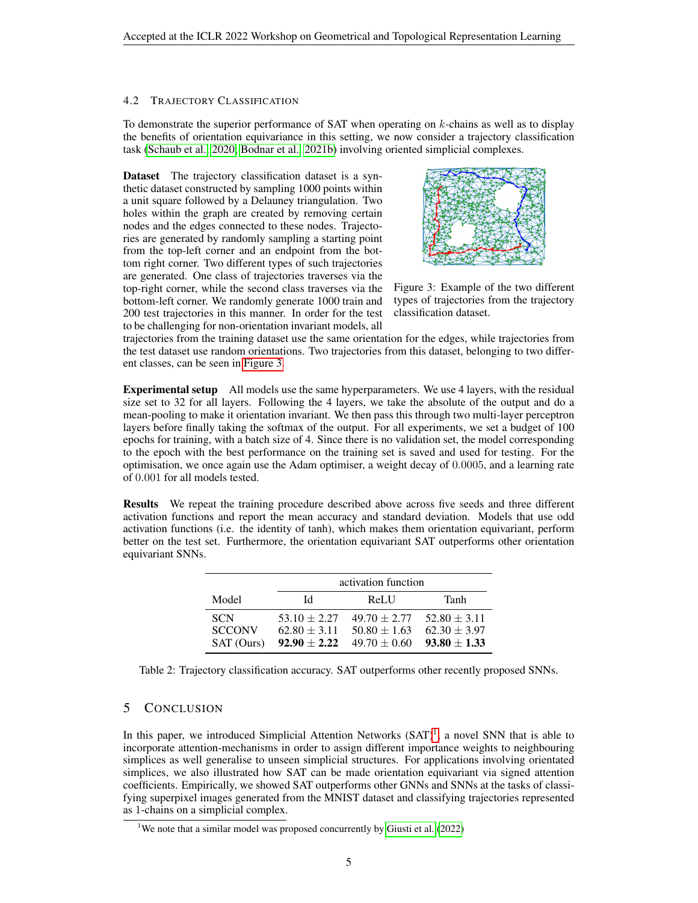### 4.2 Trajectory Classification

To demonstrate the superior performance of SAT when operating on $k$-chains as well as to display the benefits of orientation equivariance in this setting, we now consider a trajectory classification task (Schaub et al., 2020; Bodnar et al., 2021b) involving oriented simplicial complexes.

**Dataset** The trajectory classification dataset is a synthetic dataset constructed by sampling 1000 points within a unit square followed by a Delauney triangulation. Two holes within the graph are created by removing certain nodes and the edges connected to these nodes. Trajectories are generated by randomly sampling a starting point from the top-left corner and an endpoint from the bottom right corner. Two different types of such trajectories are generated. One class of trajectories traverses via the top-right corner, while the second class traverses via the bottom-left corner. We randomly generate 1000 train and 200 test trajectories in this manner. In order for the test to be challenging for non-orientation invariant models, all trajectories from the training dataset use the same orientation for the edges, while trajectories from the test dataset use random orientations. Two trajectories from this dataset, belonging to two different classes, can be seen in Figure 3.

Figure 3: Example of the two different types of trajectories from the trajectory classification dataset.

**Experimental setup** All models use the same hyperparameters. We use 4 layers, with the residual size set to 32 for all layers. Following the 4 layers, we take the absolute of the output and do a mean-pooling to make it orientation invariant. We then pass this through two multi-layer perceptron layers before finally taking the softmax of the output. For all experiments, we set a budget of 100 epochs for training, with a batch size of 4. Since there is no validation set, the model corresponding to the epoch with the best performance on the training set is saved and used for testing. For the optimisation, we once again use the Adam optimiser, a weight decay of $0.0005$, and a learning rate of $0.001$ for all models tested.

**Results** We repeat the training procedure described above across five seeds and three different activation functions and report the mean accuracy and standard deviation. Models that use odd activation functions (i.e. the identity of tanh), which makes them orientation equivariant, perform better on the test set. Furthermore, the orientation equivariant SAT outperforms other orientation equivariant SNNs.

| | activation function | | |
|---|---|---|---|
| Model | Id | ReLU | Tanh |
| SCN | $53.10 \pm 2.27$ | $49.70 \pm 2.77$ | $52.80 \pm 3.11$ |
| SCCONV | $62.80 \pm 3.11$ | $50.80 \pm 1.63$ | $62.30 \pm 3.97$ |
| SAT (Ours) | $\mathbf{92.90 \pm 2.22}$ | $49.70 \pm 0.60$ | $\mathbf{93.80 \pm 1.33}$ |

Table 2: Trajectory classification accuracy. SAT outperforms other recently proposed SNNs.

## 5 Conclusion

In this paper, we introduced Simplicial Attention Networks (SAT)[1], a novel SNN that is able to incorporate attention-mechanisms in order to assign different importance weights to neighbouring simplices as well generalise to unseen simplicial structures. For applications involving orientated simplices, we also illustrated how SAT can be made orientation equivariant via signed attention coefficients. Empirically, we showed SAT outperforms other GNNs and SNNs at the tasks of classifying superpixel images generated from the MNIST dataset and classifying trajectories represented as 1-chains on a simplicial complex.

[1] We note that a similar model was proposed concurrently by Giusti et al. (2022)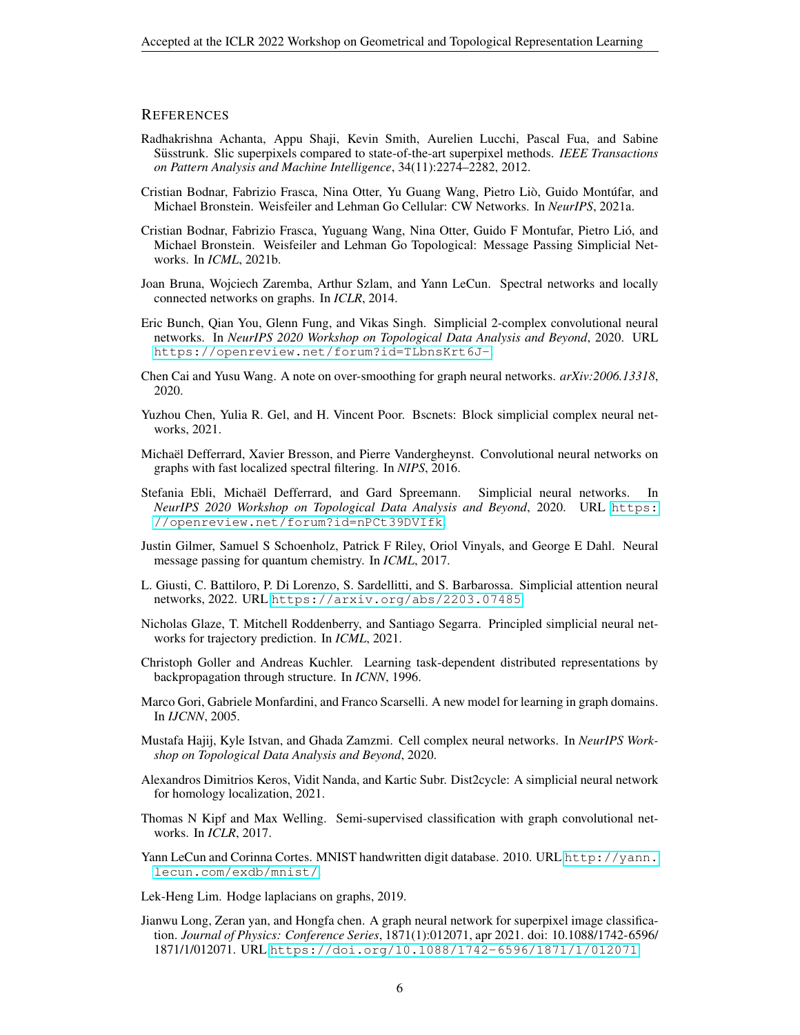# REFERENCES

Radhakrishna Achanta, Appu Shaji, Kevin Smith, Aurelien Lucchi, Pascal Fua, and Sabine Süsstrunk. Slic superpixels compared to state-of-the-art superpixel methods. *IEEE Transactions on Pattern Analysis and Machine Intelligence*, 34(11):2274–2282, 2012.

Cristian Bodnar, Fabrizio Frasca, Nina Otter, Yu Guang Wang, Pietro Liò, Guido Montúfar, and Michael Bronstein. Weisfeiler and Lehman Go Cellular: CW Networks. In *NeurIPS*, 2021a.

Cristian Bodnar, Fabrizio Frasca, Yuguang Wang, Nina Otter, Guido F Montufar, Pietro Lió, and Michael Bronstein. Weisfeiler and Lehman Go Topological: Message Passing Simplicial Networks. In *ICML*, 2021b.

Joan Bruna, Wojciech Zaremba, Arthur Szlam, and Yann LeCun. Spectral networks and locally connected networks on graphs. In *ICLR*, 2014.

Eric Bunch, Qian You, Glenn Fung, and Vikas Singh. Simplicial 2-complex convolutional neural networks. In *NeurIPS 2020 Workshop on Topological Data Analysis and Beyond*, 2020. URL https://openreview.net/forum?id=TLbnsKrt6J-.

Chen Cai and Yusu Wang. A note on over-smoothing for graph neural networks. *arXiv:2006.13318*, 2020.

Yuzhou Chen, Yulia R. Gel, and H. Vincent Poor. Bscnets: Block simplicial complex neural networks, 2021.

Michaël Defferrard, Xavier Bresson, and Pierre Vandergheynst. Convolutional neural networks on graphs with fast localized spectral filtering. In *NIPS*, 2016.

Stefania Ebli, Michaël Defferrard, and Gard Spreemann. Simplicial neural networks. In *NeurIPS 2020 Workshop on Topological Data Analysis and Beyond*, 2020. URL https://openreview.net/forum?id=nPCt39DVIfk.

Justin Gilmer, Samuel S Schoenholz, Patrick F Riley, Oriol Vinyals, and George E Dahl. Neural message passing for quantum chemistry. In *ICML*, 2017.

L. Giusti, C. Battiloro, P. Di Lorenzo, S. Sardellitti, and S. Barbarossa. Simplicial attention neural networks, 2022. URL https://arxiv.org/abs/2203.07485.

Nicholas Glaze, T. Mitchell Roddenberry, and Santiago Segarra. Principled simplicial neural networks for trajectory prediction. In *ICML*, 2021.

Christoph Goller and Andreas Kuchler. Learning task-dependent distributed representations by backpropagation through structure. In *ICNN*, 1996.

Marco Gori, Gabriele Monfardini, and Franco Scarselli. A new model for learning in graph domains. In *IJCNN*, 2005.

Mustafa Hajij, Kyle Istvan, and Ghada Zamzmi. Cell complex neural networks. In *NeurIPS Workshop on Topological Data Analysis and Beyond*, 2020.

Alexandros Dimitrios Keros, Vidit Nanda, and Kartic Subr. Dist2cycle: A simplicial neural network for homology localization, 2021.

Thomas N Kipf and Max Welling. Semi-supervised classification with graph convolutional networks. In *ICLR*, 2017.

Yann LeCun and Corinna Cortes. MNIST handwritten digit database. 2010. URL http://yann.lecun.com/exdb/mnist/.

Lek-Heng Lim. Hodge laplacians on graphs, 2019.

Jianwu Long, Zeran yan, and Hongfa chen. A graph neural network for superpixel image classification. *Journal of Physics: Conference Series*, 1871(1):012071, apr 2021. doi: 10.1088/1742-6596/1871/1/012071. URL https://doi.org/10.1088/1742-6596/1871/1/012071.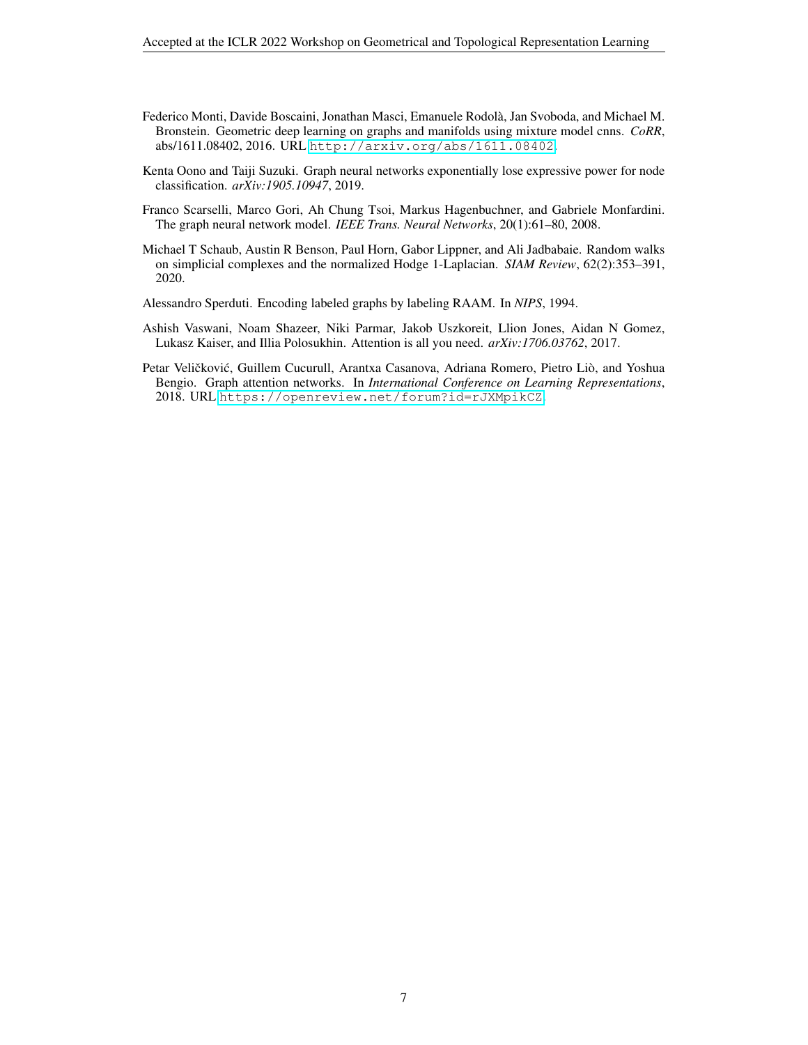Federico Monti, Davide Boscaini, Jonathan Masci, Emanuele Rodolà, Jan Svoboda, and Michael M. Bronstein. Geometric deep learning on graphs and manifolds using mixture model cnns. *CoRR*, abs/1611.08402, 2016. URL http://arxiv.org/abs/1611.08402.

Kenta Oono and Taiji Suzuki. Graph neural networks exponentially lose expressive power for node classification. *arXiv:1905.10947*, 2019.

Franco Scarselli, Marco Gori, Ah Chung Tsoi, Markus Hagenbuchner, and Gabriele Monfardini. The graph neural network model. *IEEE Trans. Neural Networks*, 20(1):61–80, 2008.

Michael T Schaub, Austin R Benson, Paul Horn, Gabor Lippner, and Ali Jadbabaie. Random walks on simplicial complexes and the normalized Hodge 1-Laplacian. *SIAM Review*, 62(2):353–391, 2020.

Alessandro Sperduti. Encoding labeled graphs by labeling RAAM. In *NIPS*, 1994.

Ashish Vaswani, Noam Shazeer, Niki Parmar, Jakob Uszkoreit, Llion Jones, Aidan N Gomez, Lukasz Kaiser, and Illia Polosukhin. Attention is all you need. *arXiv:1706.03762*, 2017.

Petar Veličković, Guillem Cucurull, Arantxa Casanova, Adriana Romero, Pietro Liò, and Yoshua Bengio. Graph attention networks. In *International Conference on Learning Representations*, 2018. URL https://openreview.net/forum?id=rJXMpikCZ.